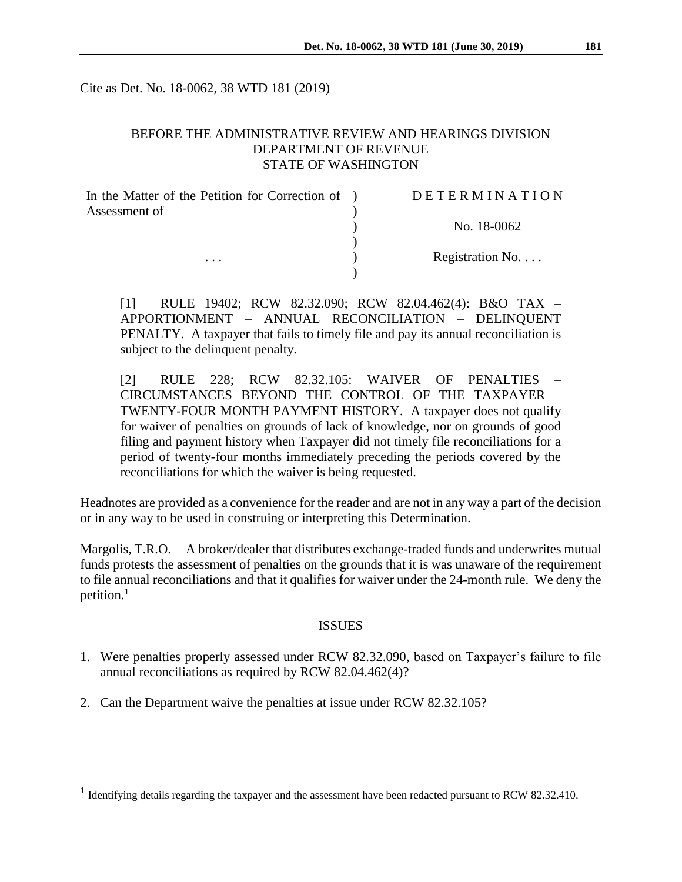Cite as Det. No. 18-0062, 38 WTD 181 (2019)

BEFORE THE ADMINISTRATIVE REVIEW AND HEARINGS DIVISION
DEPARTMENT OF REVENUE
STATE OF WASHINGTON

| In the Matter of the Petition for Correction of Assessment of | ) | DETERMINATION |
| --- | --- | --- |
| | ) | No. 18-0062 |
| . . . | ) | Registration No. . . . |

[1] RULE 19402; RCW 82.32.090; RCW 82.04.462(4): B&O TAX – APPORTIONMENT – ANNUAL RECONCILIATION – DELINQUENT PENALTY. A taxpayer that fails to timely file and pay its annual reconciliation is subject to the delinquent penalty.

[2] RULE 228; RCW 82.32.105: WAIVER OF PENALTIES – CIRCUMSTANCES BEYOND THE CONTROL OF THE TAXPAYER – TWENTY-FOUR MONTH PAYMENT HISTORY. A taxpayer does not qualify for waiver of penalties on grounds of lack of knowledge, nor on grounds of good filing and payment history when Taxpayer did not timely file reconciliations for a period of twenty-four months immediately preceding the periods covered by the reconciliations for which the waiver is being requested.

Headnotes are provided as a convenience for the reader and are not in any way a part of the decision or in any way to be used in construing or interpreting this Determination.

Margolis, T.R.O. – A broker/dealer that distributes exchange-traded funds and underwrites mutual funds protests the assessment of penalties on the grounds that it is was unaware of the requirement to file annual reconciliations and that it qualifies for waiver under the 24-month rule. We deny the petition.[1]

## ISSUES

1. Were penalties properly assessed under RCW 82.32.090, based on Taxpayer's failure to file annual reconciliations as required by RCW 82.04.462(4)?
2. Can the Department waive the penalties at issue under RCW 82.32.105?

[1] Identifying details regarding the taxpayer and the assessment have been redacted pursuant to RCW 82.32.410.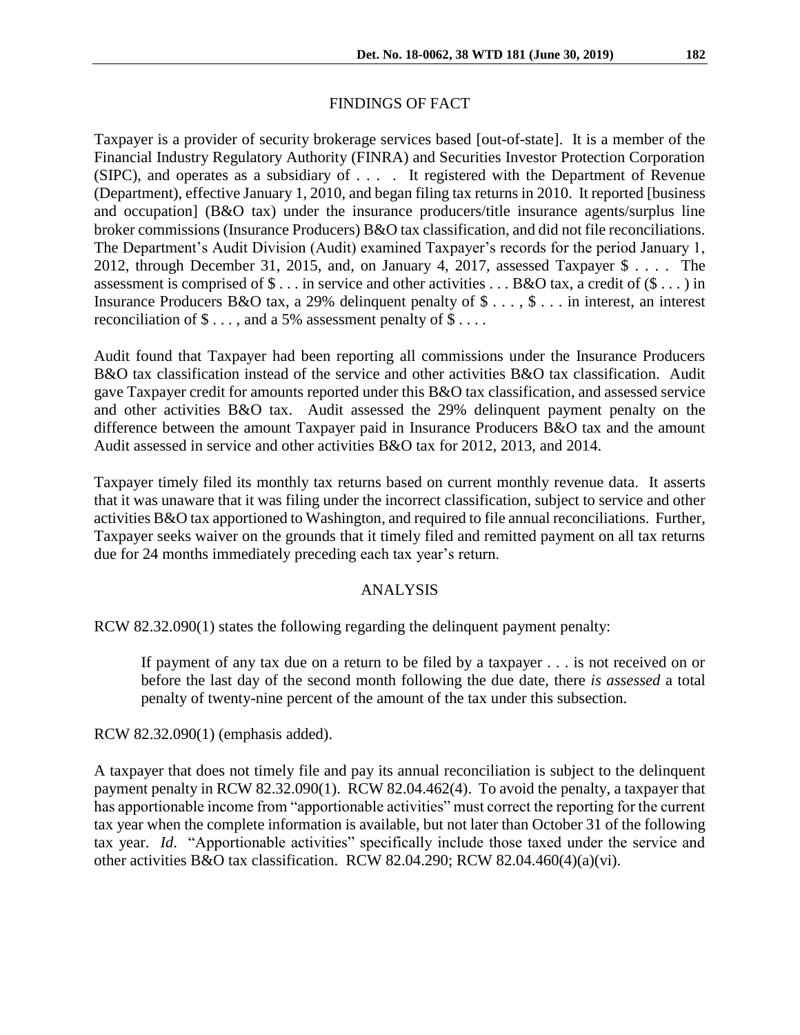## FINDINGS OF FACT

Taxpayer is a provider of security brokerage services based [out-of-state]. It is a member of the Financial Industry Regulatory Authority (FINRA) and Securities Investor Protection Corporation (SIPC), and operates as a subsidiary of . . . . It registered with the Department of Revenue (Department), effective January 1, 2010, and began filing tax returns in 2010. It reported [business and occupation] (B&O tax) under the insurance producers/title insurance agents/surplus line broker commissions (Insurance Producers) B&O tax classification, and did not file reconciliations. The Department's Audit Division (Audit) examined Taxpayer's records for the period January 1, 2012, through December 31, 2015, and, on January 4, 2017, assessed Taxpayer $ . . . . The assessment is comprised of $ . . . in service and other activities . . . B&O tax, a credit of ($ . . . ) in Insurance Producers B&O tax, a 29% delinquent penalty of $ . . . , $ . . . in interest, an interest reconciliation of $ . . . , and a 5% assessment penalty of $ . . . .

Audit found that Taxpayer had been reporting all commissions under the Insurance Producers B&O tax classification instead of the service and other activities B&O tax classification. Audit gave Taxpayer credit for amounts reported under this B&O tax classification, and assessed service and other activities B&O tax. Audit assessed the 29% delinquent payment penalty on the difference between the amount Taxpayer paid in Insurance Producers B&O tax and the amount Audit assessed in service and other activities B&O tax for 2012, 2013, and 2014.

Taxpayer timely filed its monthly tax returns based on current monthly revenue data. It asserts that it was unaware that it was filing under the incorrect classification, subject to service and other activities B&O tax apportioned to Washington, and required to file annual reconciliations. Further, Taxpayer seeks waiver on the grounds that it timely filed and remitted payment on all tax returns due for 24 months immediately preceding each tax year's return.

## ANALYSIS

RCW 82.32.090(1) states the following regarding the delinquent payment penalty:

> If payment of any tax due on a return to be filed by a taxpayer . . . is not received on or before the last day of the second month following the due date, there *is assessed* a total penalty of twenty-nine percent of the amount of the tax under this subsection.

RCW 82.32.090(1) (emphasis added).

A taxpayer that does not timely file and pay its annual reconciliation is subject to the delinquent payment penalty in RCW 82.32.090(1). RCW 82.04.462(4). To avoid the penalty, a taxpayer that has apportionable income from "apportionable activities" must correct the reporting for the current tax year when the complete information is available, but not later than October 31 of the following tax year. *Id*. "Apportionable activities" specifically include those taxed under the service and other activities B&O tax classification. RCW 82.04.290; RCW 82.04.460(4)(a)(vi).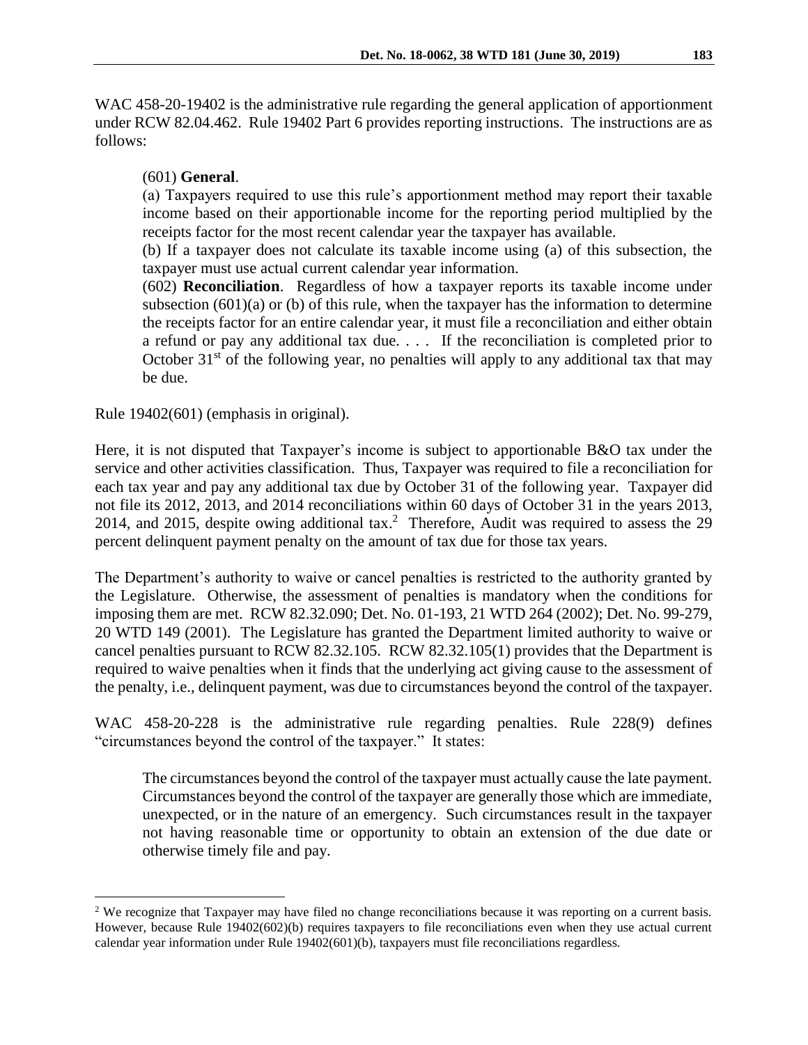WAC 458-20-19402 is the administrative rule regarding the general application of apportionment under RCW 82.04.462. Rule 19402 Part 6 provides reporting instructions. The instructions are as follows:

> (601) **General**.
>
> (a) Taxpayers required to use this rule's apportionment method may report their taxable income based on their apportionable income for the reporting period multiplied by the receipts factor for the most recent calendar year the taxpayer has available.
>
> (b) If a taxpayer does not calculate its taxable income using (a) of this subsection, the taxpayer must use actual current calendar year information.
>
> (602) **Reconciliation**. Regardless of how a taxpayer reports its taxable income under subsection (601)(a) or (b) of this rule, when the taxpayer has the information to determine the receipts factor for an entire calendar year, it must file a reconciliation and either obtain a refund or pay any additional tax due. . . . If the reconciliation is completed prior to October 31st of the following year, no penalties will apply to any additional tax that may be due.

Rule 19402(601) (emphasis in original).

Here, it is not disputed that Taxpayer's income is subject to apportionable B&O tax under the service and other activities classification. Thus, Taxpayer was required to file a reconciliation for each tax year and pay any additional tax due by October 31 of the following year. Taxpayer did not file its 2012, 2013, and 2014 reconciliations within 60 days of October 31 in the years 2013, 2014, and 2015, despite owing additional tax.[2] Therefore, Audit was required to assess the 29 percent delinquent payment penalty on the amount of tax due for those tax years.

The Department's authority to waive or cancel penalties is restricted to the authority granted by the Legislature. Otherwise, the assessment of penalties is mandatory when the conditions for imposing them are met. RCW 82.32.090; Det. No. 01-193, 21 WTD 264 (2002); Det. No. 99-279, 20 WTD 149 (2001). The Legislature has granted the Department limited authority to waive or cancel penalties pursuant to RCW 82.32.105. RCW 82.32.105(1) provides that the Department is required to waive penalties when it finds that the underlying act giving cause to the assessment of the penalty, i.e., delinquent payment, was due to circumstances beyond the control of the taxpayer.

WAC 458-20-228 is the administrative rule regarding penalties. Rule 228(9) defines "circumstances beyond the control of the taxpayer." It states:

> The circumstances beyond the control of the taxpayer must actually cause the late payment. Circumstances beyond the control of the taxpayer are generally those which are immediate, unexpected, or in the nature of an emergency. Such circumstances result in the taxpayer not having reasonable time or opportunity to obtain an extension of the due date or otherwise timely file and pay.

---

[2] We recognize that Taxpayer may have filed no change reconciliations because it was reporting on a current basis. However, because Rule 19402(602)(b) requires taxpayers to file reconciliations even when they use actual current calendar year information under Rule 19402(601)(b), taxpayers must file reconciliations regardless.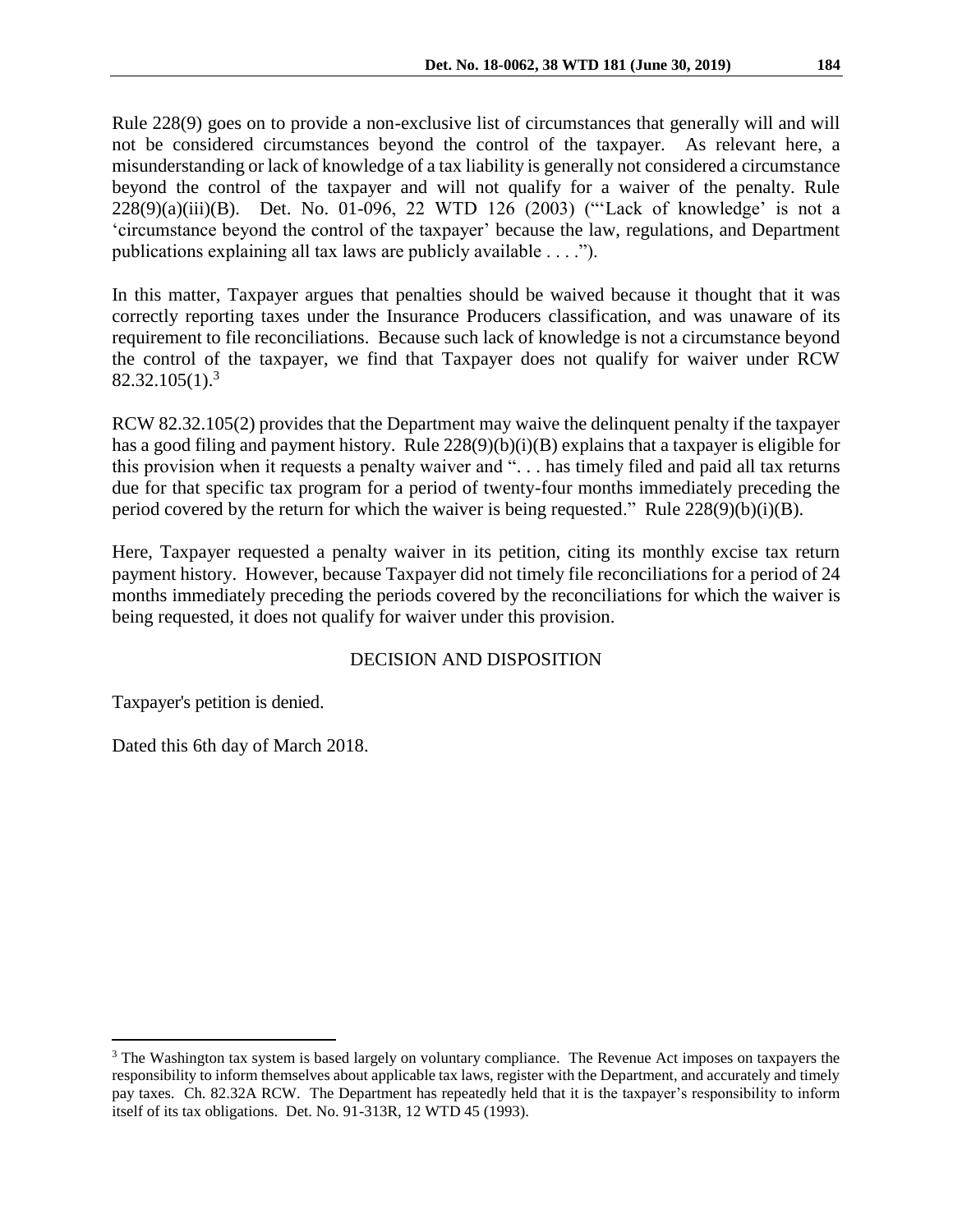Rule 228(9) goes on to provide a non-exclusive list of circumstances that generally will and will not be considered circumstances beyond the control of the taxpayer. As relevant here, a misunderstanding or lack of knowledge of a tax liability is generally not considered a circumstance beyond the control of the taxpayer and will not qualify for a waiver of the penalty. Rule 228(9)(a)(iii)(B). Det. No. 01-096, 22 WTD 126 (2003) ("'Lack of knowledge' is not a 'circumstance beyond the control of the taxpayer' because the law, regulations, and Department publications explaining all tax laws are publicly available . . . .").

In this matter, Taxpayer argues that penalties should be waived because it thought that it was correctly reporting taxes under the Insurance Producers classification, and was unaware of its requirement to file reconciliations. Because such lack of knowledge is not a circumstance beyond the control of the taxpayer, we find that Taxpayer does not qualify for waiver under RCW 82.32.105(1).[3]

RCW 82.32.105(2) provides that the Department may waive the delinquent penalty if the taxpayer has a good filing and payment history. Rule 228(9)(b)(i)(B) explains that a taxpayer is eligible for this provision when it requests a penalty waiver and ". . . has timely filed and paid all tax returns due for that specific tax program for a period of twenty-four months immediately preceding the period covered by the return for which the waiver is being requested." Rule 228(9)(b)(i)(B).

Here, Taxpayer requested a penalty waiver in its petition, citing its monthly excise tax return payment history. However, because Taxpayer did not timely file reconciliations for a period of 24 months immediately preceding the periods covered by the reconciliations for which the waiver is being requested, it does not qualify for waiver under this provision.

## DECISION AND DISPOSITION

Taxpayer's petition is denied.

Dated this 6th day of March 2018.

---

[3] The Washington tax system is based largely on voluntary compliance. The Revenue Act imposes on taxpayers the responsibility to inform themselves about applicable tax laws, register with the Department, and accurately and timely pay taxes. Ch. 82.32A RCW. The Department has repeatedly held that it is the taxpayer's responsibility to inform itself of its tax obligations. Det. No. 91-313R, 12 WTD 45 (1993).